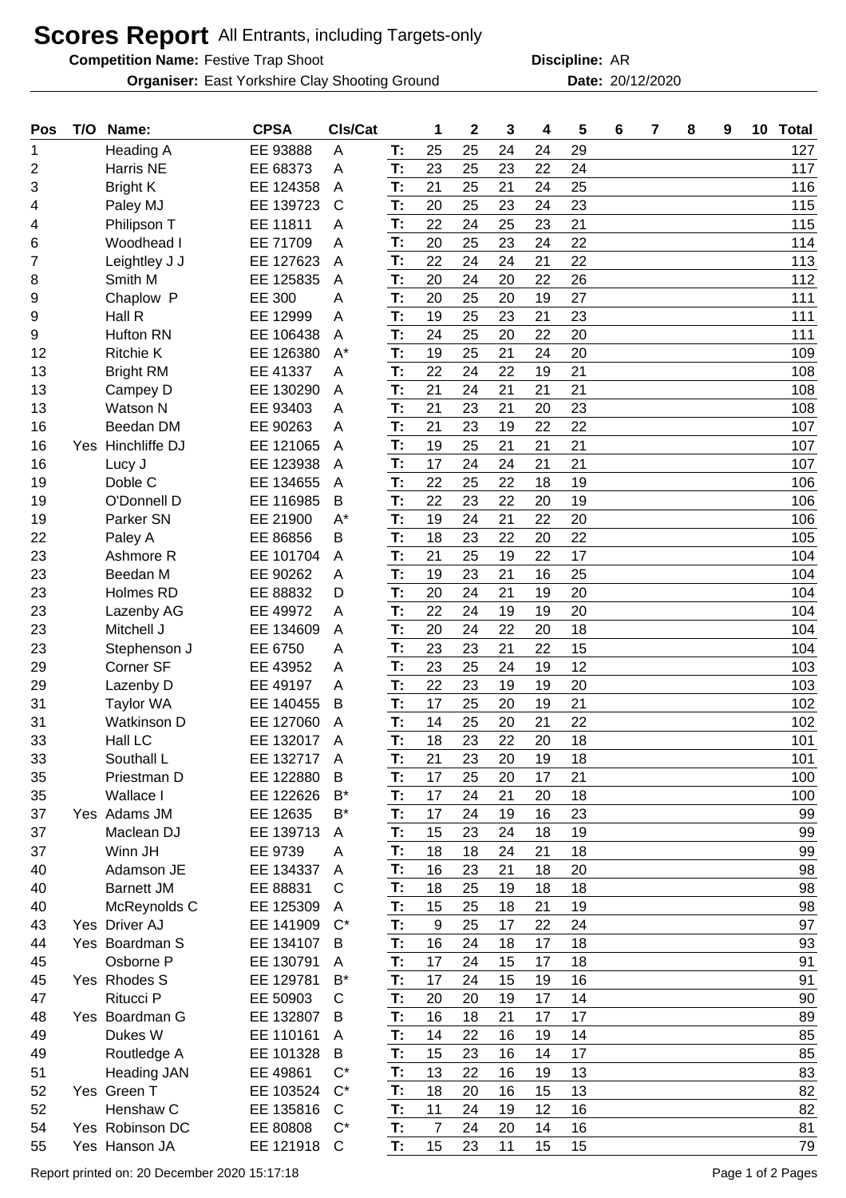# Scores Report All Entrants, including Targets-only

**Competition Name:** Festive Trap Shoot **Discipline:** AR

**Organiser:** East Yorkshire Clay Shooting Ground **Date:** 20/12/2020

| Pos | T/O | Name: | CPSA | Cls/Cat | | 1 | 2 | 3 | 4 | 5 | 6 | 7 | 8 | 9 | 10 | Total |
|---|---|---|---|---|---|---|---|---|---|---|---|---|---|---|---|---|
| 1 | | Heading A | EE 93888 | A | T: | 25 | 25 | 24 | 24 | 29 | | | | | | 127 |
| 2 | | Harris NE | EE 68373 | A | T: | 23 | 25 | 23 | 22 | 24 | | | | | | 117 |
| 3 | | Bright K | EE 124358 | A | T: | 21 | 25 | 21 | 24 | 25 | | | | | | 116 |
| 4 | | Paley MJ | EE 139723 | C | T: | 20 | 25 | 23 | 24 | 23 | | | | | | 115 |
| 4 | | Philipson T | EE 11811 | A | T: | 22 | 24 | 25 | 23 | 21 | | | | | | 115 |
| 6 | | Woodhead I | EE 71709 | A | T: | 20 | 25 | 23 | 24 | 22 | | | | | | 114 |
| 7 | | Leightley J J | EE 127623 | A | T: | 22 | 24 | 24 | 21 | 22 | | | | | | 113 |
| 8 | | Smith M | EE 125835 | A | T: | 20 | 24 | 20 | 22 | 26 | | | | | | 112 |
| 9 | | Chaplow P | EE 300 | A | T: | 20 | 25 | 20 | 19 | 27 | | | | | | 111 |
| 9 | | Hall R | EE 12999 | A | T: | 19 | 25 | 23 | 21 | 23 | | | | | | 111 |
| 9 | | Hufton RN | EE 106438 | A | T: | 24 | 25 | 20 | 22 | 20 | | | | | | 111 |
| 12 | | Ritchie K | EE 126380 | A* | T: | 19 | 25 | 21 | 24 | 20 | | | | | | 109 |
| 13 | | Bright RM | EE 41337 | A | T: | 22 | 24 | 22 | 19 | 21 | | | | | | 108 |
| 13 | | Campey D | EE 130290 | A | T: | 21 | 24 | 21 | 21 | 21 | | | | | | 108 |
| 13 | | Watson N | EE 93403 | A | T: | 21 | 23 | 21 | 20 | 23 | | | | | | 108 |
| 16 | | Beedan DM | EE 90263 | A | T: | 21 | 23 | 19 | 22 | 22 | | | | | | 107 |
| 16 | Yes | Hinchliffe DJ | EE 121065 | A | T: | 19 | 25 | 21 | 21 | 21 | | | | | | 107 |
| 16 | | Lucy J | EE 123938 | A | T: | 17 | 24 | 24 | 21 | 21 | | | | | | 107 |
| 19 | | Doble C | EE 134655 | A | T: | 22 | 25 | 22 | 18 | 19 | | | | | | 106 |
| 19 | | O'Donnell D | EE 116985 | B | T: | 22 | 23 | 22 | 20 | 19 | | | | | | 106 |
| 19 | | Parker SN | EE 21900 | A* | T: | 19 | 24 | 21 | 22 | 20 | | | | | | 106 |
| 22 | | Paley A | EE 86856 | B | T: | 18 | 23 | 22 | 20 | 22 | | | | | | 105 |
| 23 | | Ashmore R | EE 101704 | A | T: | 21 | 25 | 19 | 22 | 17 | | | | | | 104 |
| 23 | | Beedan M | EE 90262 | A | T: | 19 | 23 | 21 | 16 | 25 | | | | | | 104 |
| 23 | | Holmes RD | EE 88832 | D | T: | 20 | 24 | 21 | 19 | 20 | | | | | | 104 |
| 23 | | Lazenby AG | EE 49972 | A | T: | 22 | 24 | 19 | 19 | 20 | | | | | | 104 |
| 23 | | Mitchell J | EE 134609 | A | T: | 20 | 24 | 22 | 20 | 18 | | | | | | 104 |
| 23 | | Stephenson J | EE 6750 | A | T: | 23 | 23 | 21 | 22 | 15 | | | | | | 104 |
| 29 | | Corner SF | EE 43952 | A | T: | 23 | 25 | 24 | 19 | 12 | | | | | | 103 |
| 29 | | Lazenby D | EE 49197 | A | T: | 22 | 23 | 19 | 19 | 20 | | | | | | 103 |
| 31 | | Taylor WA | EE 140455 | B | T: | 17 | 25 | 20 | 19 | 21 | | | | | | 102 |
| 31 | | Watkinson D | EE 127060 | A | T: | 14 | 25 | 20 | 21 | 22 | | | | | | 102 |
| 33 | | Hall LC | EE 132017 | A | T: | 18 | 23 | 22 | 20 | 18 | | | | | | 101 |
| 33 | | Southall L | EE 132717 | A | T: | 21 | 23 | 20 | 19 | 18 | | | | | | 101 |
| 35 | | Priestman D | EE 122880 | B | T: | 17 | 25 | 20 | 17 | 21 | | | | | | 100 |
| 35 | | Wallace I | EE 122626 | B* | T: | 17 | 24 | 21 | 20 | 18 | | | | | | 100 |
| 37 | Yes | Adams JM | EE 12635 | B* | T: | 17 | 24 | 19 | 16 | 23 | | | | | | 99 |
| 37 | | Maclean DJ | EE 139713 | A | T: | 15 | 23 | 24 | 18 | 19 | | | | | | 99 |
| 37 | | Winn JH | EE 9739 | A | T: | 18 | 18 | 24 | 21 | 18 | | | | | | 99 |
| 40 | | Adamson JE | EE 134337 | A | T: | 16 | 23 | 21 | 18 | 20 | | | | | | 98 |
| 40 | | Barnett JM | EE 88831 | C | T: | 18 | 25 | 19 | 18 | 18 | | | | | | 98 |
| 40 | | McReynolds C | EE 125309 | A | T: | 15 | 25 | 18 | 21 | 19 | | | | | | 98 |
| 43 | Yes | Driver AJ | EE 141909 | C* | T: | 9 | 25 | 17 | 22 | 24 | | | | | | 97 |
| 44 | Yes | Boardman S | EE 134107 | B | T: | 16 | 24 | 18 | 17 | 18 | | | | | | 93 |
| 45 | | Osborne P | EE 130791 | A | T: | 17 | 24 | 15 | 17 | 18 | | | | | | 91 |
| 45 | Yes | Rhodes S | EE 129781 | B* | T: | 17 | 24 | 15 | 19 | 16 | | | | | | 91 |
| 47 | | Ritucci P | EE 50903 | C | T: | 20 | 20 | 19 | 17 | 14 | | | | | | 90 |
| 48 | Yes | Boardman G | EE 132807 | B | T: | 16 | 18 | 21 | 17 | 17 | | | | | | 89 |
| 49 | | Dukes W | EE 110161 | A | T: | 14 | 22 | 16 | 19 | 14 | | | | | | 85 |
| 49 | | Routledge A | EE 101328 | B | T: | 15 | 23 | 16 | 14 | 17 | | | | | | 85 |
| 51 | | Heading JAN | EE 49861 | C* | T: | 13 | 22 | 16 | 19 | 13 | | | | | | 83 |
| 52 | Yes | Green T | EE 103524 | C* | T: | 18 | 20 | 16 | 15 | 13 | | | | | | 82 |
| 52 | | Henshaw C | EE 135816 | C | T: | 11 | 24 | 19 | 12 | 16 | | | | | | 82 |
| 54 | Yes | Robinson DC | EE 80808 | C* | T: | 7 | 24 | 20 | 14 | 16 | | | | | | 81 |
| 55 | Yes | Hanson JA | EE 121918 | C | T: | 15 | 23 | 11 | 15 | 15 | | | | | | 79 |

Report printed on: 20 December 2020 15:17:18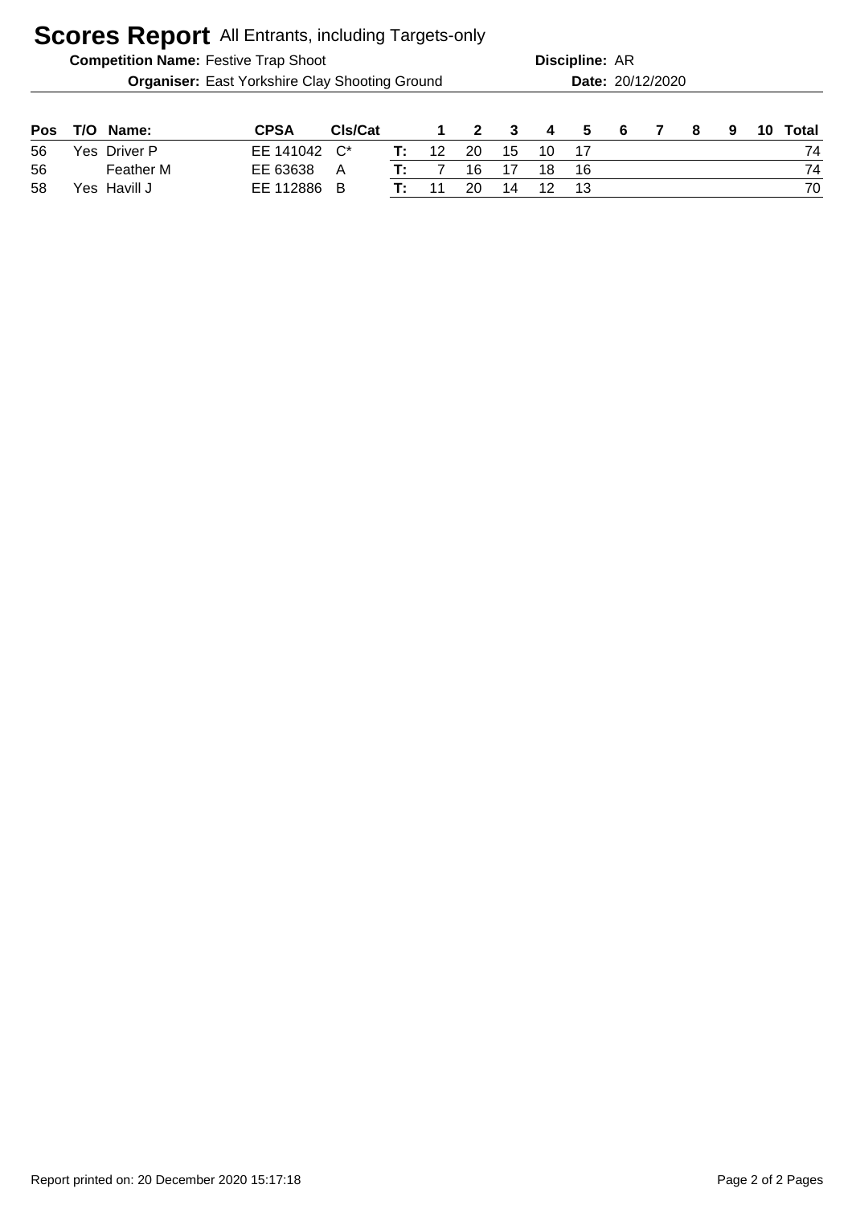# Scores Report All Entrants, including Targets-only

**Competition Name:** Festive Trap Shoot **Discipline:** AR

**Organiser:** East Yorkshire Clay Shooting Ground **Date:** 20/12/2020

| Pos | T/O | Name: | CPSA | Cls/Cat | | 1 | 2 | 3 | 4 | 5 | 6 | 7 | 8 | 9 | 10 | Total |
|---|---|---|---|---|---|---|---|---|---|---|---|---|---|---|---|---|
| 56 | Yes | Driver P | EE 141042 | C* | T: | 12 | 20 | 15 | 10 | 17 | | | | | | 74 |
| 56 | | Feather M | EE 63638 | A | T: | 7 | 16 | 17 | 18 | 16 | | | | | | 74 |
| 58 | Yes | Havill J | EE 112886 | B | T: | 11 | 20 | 14 | 12 | 13 | | | | | | 70 |

Report printed on: 20 December 2020 15:17:18